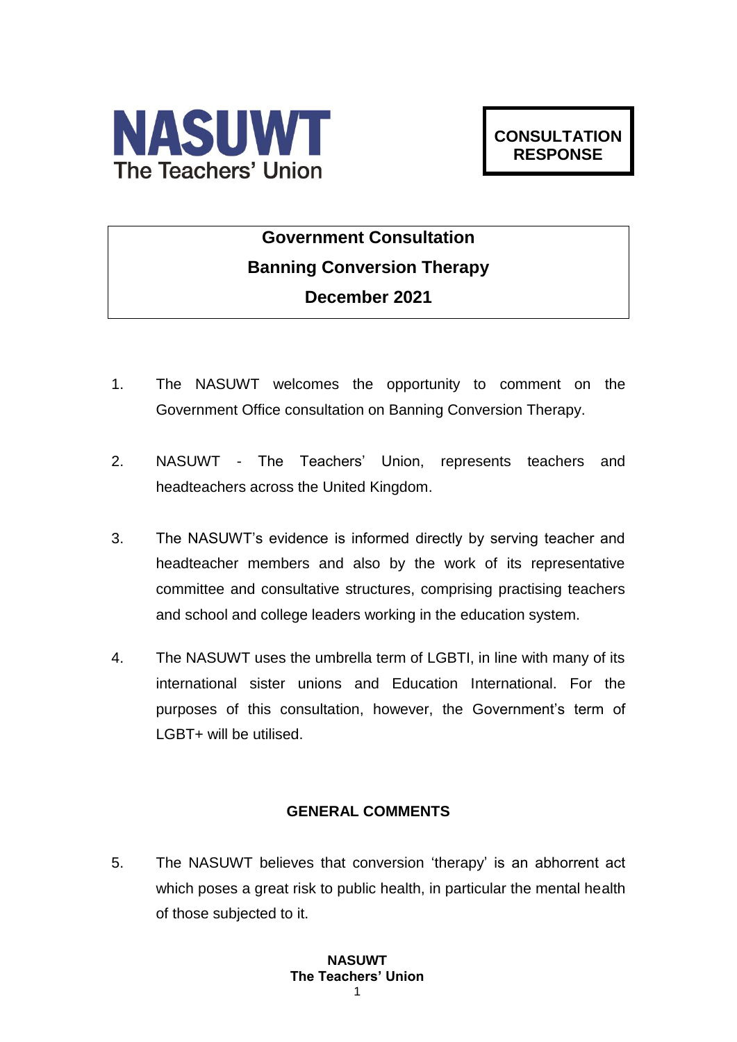**NASUWT**
**The Teachers' Union**

**CONSULTATION RESPONSE**

# Government Consultation
## Banning Conversion Therapy
## December 2021

1. The NASUWT welcomes the opportunity to comment on the Government Office consultation on Banning Conversion Therapy.

2. NASUWT - The Teachers' Union, represents teachers and headteachers across the United Kingdom.

3. The NASUWT's evidence is informed directly by serving teacher and headteacher members and also by the work of its representative committee and consultative structures, comprising practising teachers and school and college leaders working in the education system.

4. The NASUWT uses the umbrella term of LGBTI, in line with many of its international sister unions and Education International. For the purposes of this consultation, however, the Government's term of LGBT+ will be utilised.

### GENERAL COMMENTS

5. The NASUWT believes that conversion 'therapy' is an abhorrent act which poses a great risk to public health, in particular the mental health of those subjected to it.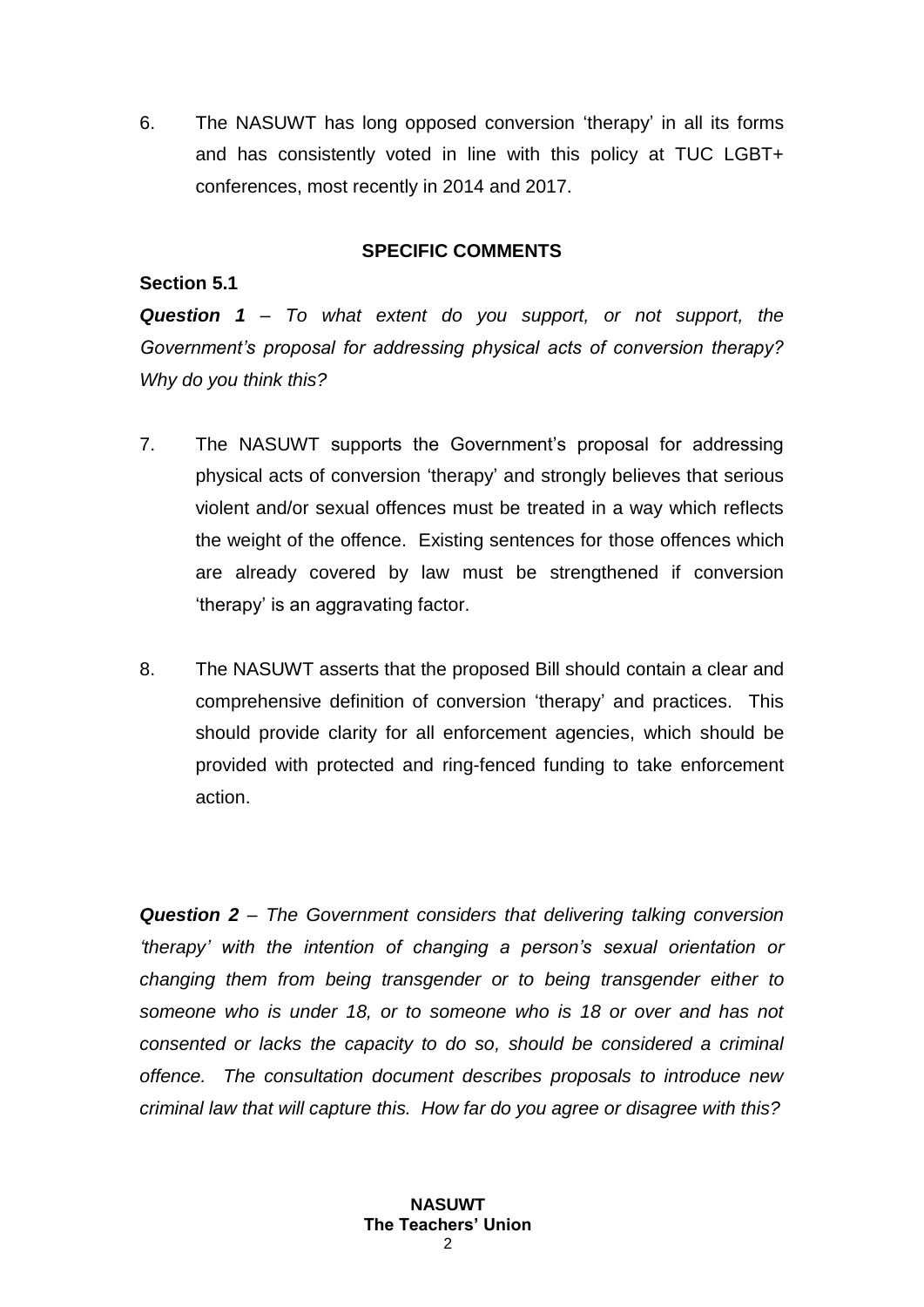6. The NASUWT has long opposed conversion 'therapy' in all its forms and has consistently voted in line with this policy at TUC LGBT+ conferences, most recently in 2014 and 2017.

## SPECIFIC COMMENTS

### Section 5.1

***Question 1** – To what extent do you support, or not support, the Government's proposal for addressing physical acts of conversion therapy? Why do you think this?*

7. The NASUWT supports the Government's proposal for addressing physical acts of conversion 'therapy' and strongly believes that serious violent and/or sexual offences must be treated in a way which reflects the weight of the offence. Existing sentences for those offences which are already covered by law must be strengthened if conversion 'therapy' is an aggravating factor.

8. The NASUWT asserts that the proposed Bill should contain a clear and comprehensive definition of conversion 'therapy' and practices. This should provide clarity for all enforcement agencies, which should be provided with protected and ring-fenced funding to take enforcement action.

***Question 2** – The Government considers that delivering talking conversion 'therapy' with the intention of changing a person's sexual orientation or changing them from being transgender or to being transgender either to someone who is under 18, or to someone who is 18 or over and has not consented or lacks the capacity to do so, should be considered a criminal offence. The consultation document describes proposals to introduce new criminal law that will capture this. How far do you agree or disagree with this?*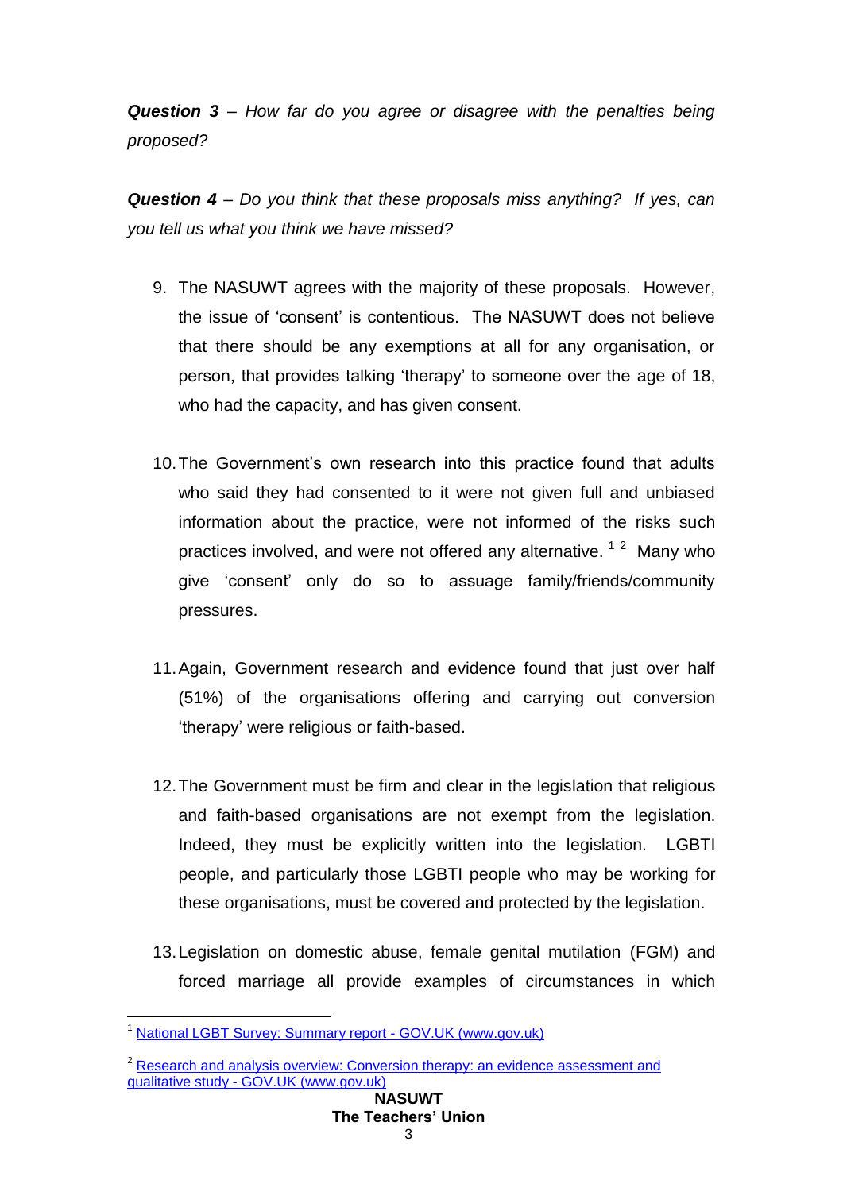***Question 3** – How far do you agree or disagree with the penalties being proposed?*

***Question 4** – Do you think that these proposals miss anything? If yes, can you tell us what you think we have missed?*

9. The NASUWT agrees with the majority of these proposals. However, the issue of 'consent' is contentious. The NASUWT does not believe that there should be any exemptions at all for any organisation, or person, that provides talking 'therapy' to someone over the age of 18, who had the capacity, and has given consent.

10. The Government's own research into this practice found that adults who said they had consented to it were not given full and unbiased information about the practice, were not informed of the risks such practices involved, and were not offered any alternative. [1] [2] Many who give 'consent' only do so to assuage family/friends/community pressures.

11. Again, Government research and evidence found that just over half (51%) of the organisations offering and carrying out conversion 'therapy' were religious or faith-based.

12. The Government must be firm and clear in the legislation that religious and faith-based organisations are not exempt from the legislation. Indeed, they must be explicitly written into the legislation. LGBTI people, and particularly those LGBTI people who may be working for these organisations, must be covered and protected by the legislation.

13. Legislation on domestic abuse, female genital mutilation (FGM) and forced marriage all provide examples of circumstances in which

---

[1] National LGBT Survey: Summary report - GOV.UK (www.gov.uk)

[2] Research and analysis overview: Conversion therapy: an evidence assessment and qualitative study - GOV.UK (www.gov.uk)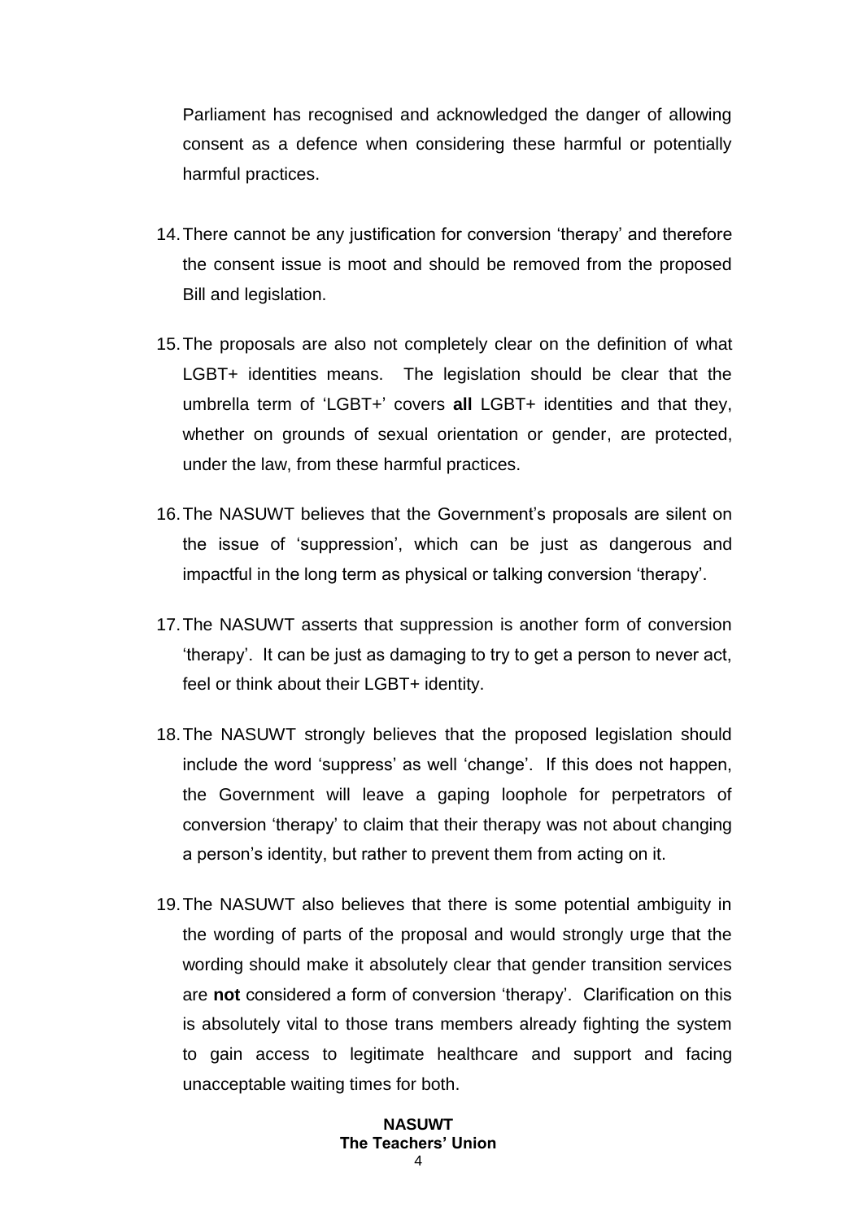Parliament has recognised and acknowledged the danger of allowing consent as a defence when considering these harmful or potentially harmful practices.

14. There cannot be any justification for conversion 'therapy' and therefore the consent issue is moot and should be removed from the proposed Bill and legislation.

15. The proposals are also not completely clear on the definition of what LGBT+ identities means. The legislation should be clear that the umbrella term of 'LGBT+' covers **all** LGBT+ identities and that they, whether on grounds of sexual orientation or gender, are protected, under the law, from these harmful practices.

16. The NASUWT believes that the Government's proposals are silent on the issue of 'suppression', which can be just as dangerous and impactful in the long term as physical or talking conversion 'therapy'.

17. The NASUWT asserts that suppression is another form of conversion 'therapy'. It can be just as damaging to try to get a person to never act, feel or think about their LGBT+ identity.

18. The NASUWT strongly believes that the proposed legislation should include the word 'suppress' as well 'change'. If this does not happen, the Government will leave a gaping loophole for perpetrators of conversion 'therapy' to claim that their therapy was not about changing a person's identity, but rather to prevent them from acting on it.

19. The NASUWT also believes that there is some potential ambiguity in the wording of parts of the proposal and would strongly urge that the wording should make it absolutely clear that gender transition services are **not** considered a form of conversion 'therapy'. Clarification on this is absolutely vital to those trans members already fighting the system to gain access to legitimate healthcare and support and facing unacceptable waiting times for both.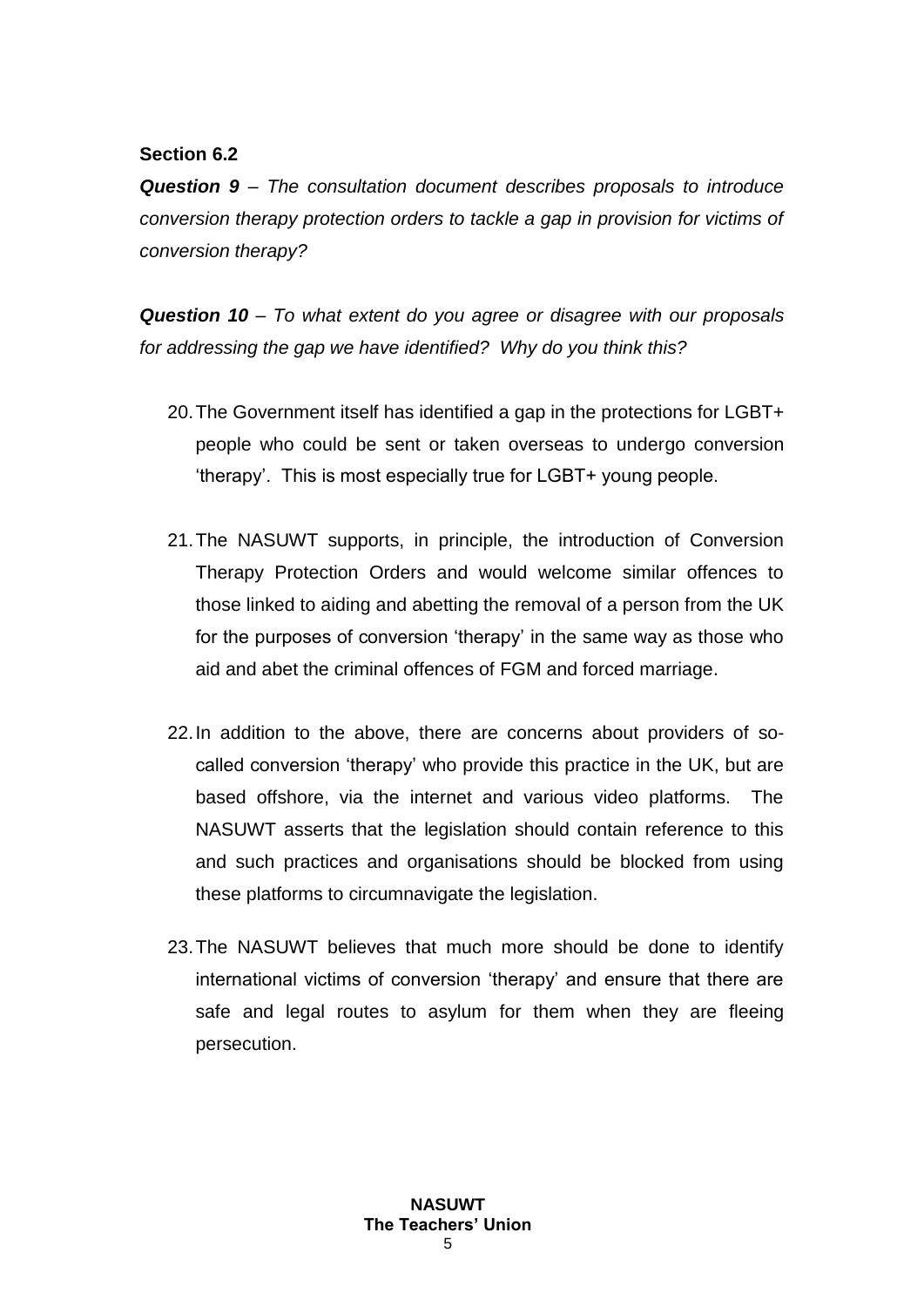**Section 6.2**

***Question 9** – The consultation document describes proposals to introduce conversion therapy protection orders to tackle a gap in provision for victims of conversion therapy?*

***Question 10** – To what extent do you agree or disagree with our proposals for addressing the gap we have identified? Why do you think this?*

20. The Government itself has identified a gap in the protections for LGBT+ people who could be sent or taken overseas to undergo conversion 'therapy'. This is most especially true for LGBT+ young people.

21. The NASUWT supports, in principle, the introduction of Conversion Therapy Protection Orders and would welcome similar offences to those linked to aiding and abetting the removal of a person from the UK for the purposes of conversion 'therapy' in the same way as those who aid and abet the criminal offences of FGM and forced marriage.

22. In addition to the above, there are concerns about providers of so-called conversion 'therapy' who provide this practice in the UK, but are based offshore, via the internet and various video platforms. The NASUWT asserts that the legislation should contain reference to this and such practices and organisations should be blocked from using these platforms to circumnavigate the legislation.

23. The NASUWT believes that much more should be done to identify international victims of conversion 'therapy' and ensure that there are safe and legal routes to asylum for them when they are fleeing persecution.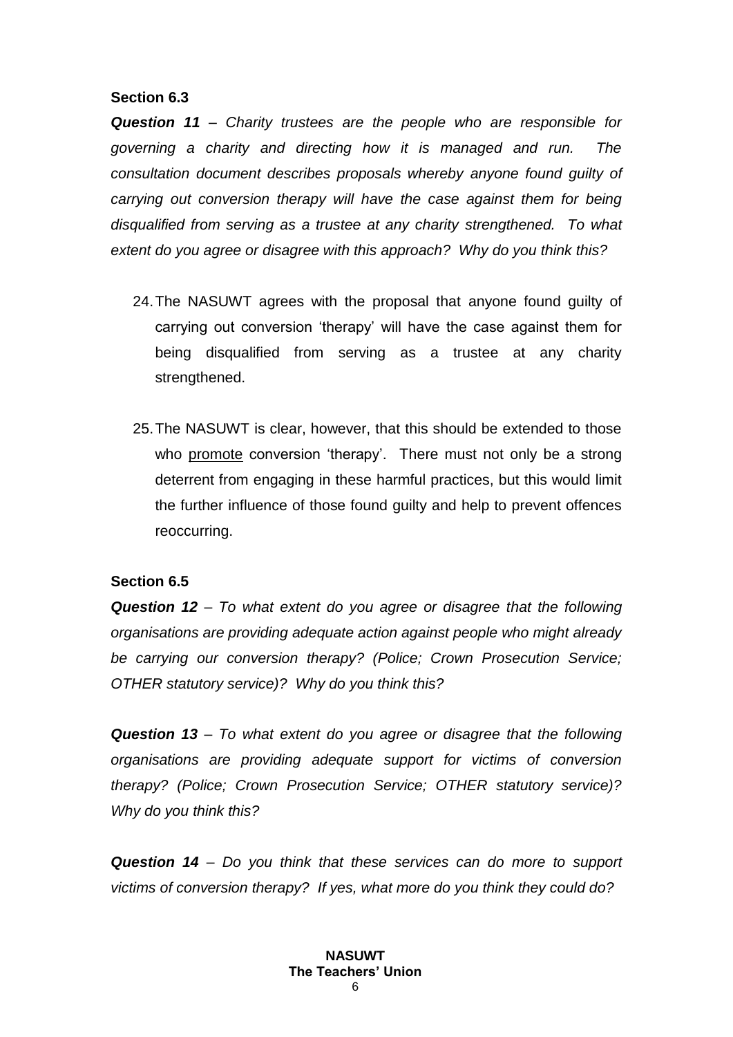**Section 6.3**

***Question 11** – Charity trustees are the people who are responsible for governing a charity and directing how it is managed and run. The consultation document describes proposals whereby anyone found guilty of carrying out conversion therapy will have the case against them for being disqualified from serving as a trustee at any charity strengthened. To what extent do you agree or disagree with this approach? Why do you think this?*

24. The NASUWT agrees with the proposal that anyone found guilty of carrying out conversion 'therapy' will have the case against them for being disqualified from serving as a trustee at any charity strengthened.

25. The NASUWT is clear, however, that this should be extended to those who <u>promote</u> conversion 'therapy'. There must not only be a strong deterrent from engaging in these harmful practices, but this would limit the further influence of those found guilty and help to prevent offences reoccurring.

**Section 6.5**

***Question 12** – To what extent do you agree or disagree that the following organisations are providing adequate action against people who might already be carrying our conversion therapy? (Police; Crown Prosecution Service; OTHER statutory service)? Why do you think this?*

***Question 13** – To what extent do you agree or disagree that the following organisations are providing adequate support for victims of conversion therapy? (Police; Crown Prosecution Service; OTHER statutory service)? Why do you think this?*

***Question 14** – Do you think that these services can do more to support victims of conversion therapy? If yes, what more do you think they could do?*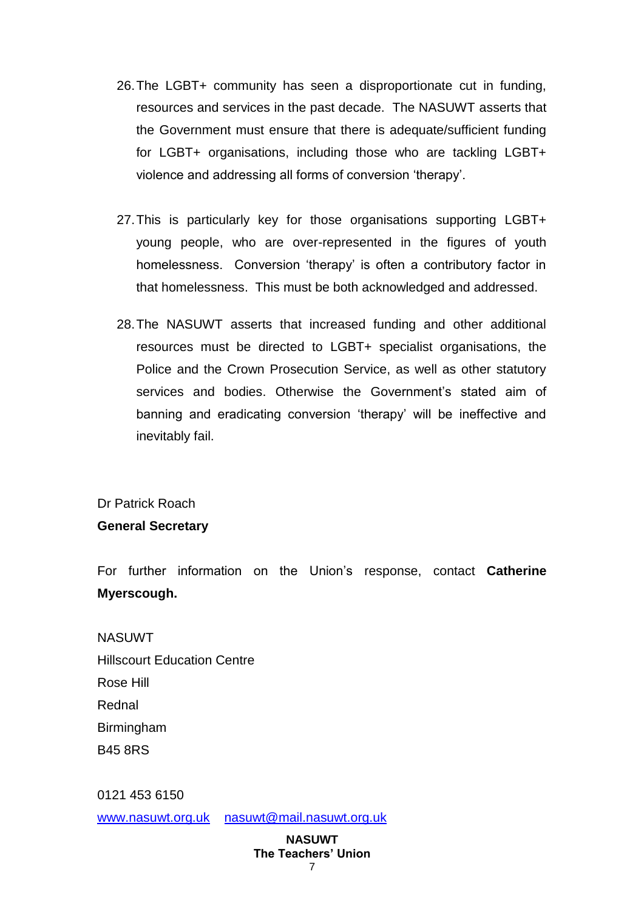26. The LGBT+ community has seen a disproportionate cut in funding, resources and services in the past decade. The NASUWT asserts that the Government must ensure that there is adequate/sufficient funding for LGBT+ organisations, including those who are tackling LGBT+ violence and addressing all forms of conversion 'therapy'.

27. This is particularly key for those organisations supporting LGBT+ young people, who are over-represented in the figures of youth homelessness. Conversion 'therapy' is often a contributory factor in that homelessness. This must be both acknowledged and addressed.

28. The NASUWT asserts that increased funding and other additional resources must be directed to LGBT+ specialist organisations, the Police and the Crown Prosecution Service, as well as other statutory services and bodies. Otherwise the Government's stated aim of banning and eradicating conversion 'therapy' will be ineffective and inevitably fail.

Dr Patrick Roach
**General Secretary**

For further information on the Union's response, contact **Catherine Myerscough.**

NASUWT
Hillscourt Education Centre
Rose Hill
Rednal
Birmingham
B45 8RS

0121 453 6150
www.nasuwt.org.uk nasuwt@mail.nasuwt.org.uk

**NASUWT**
**The Teachers' Union**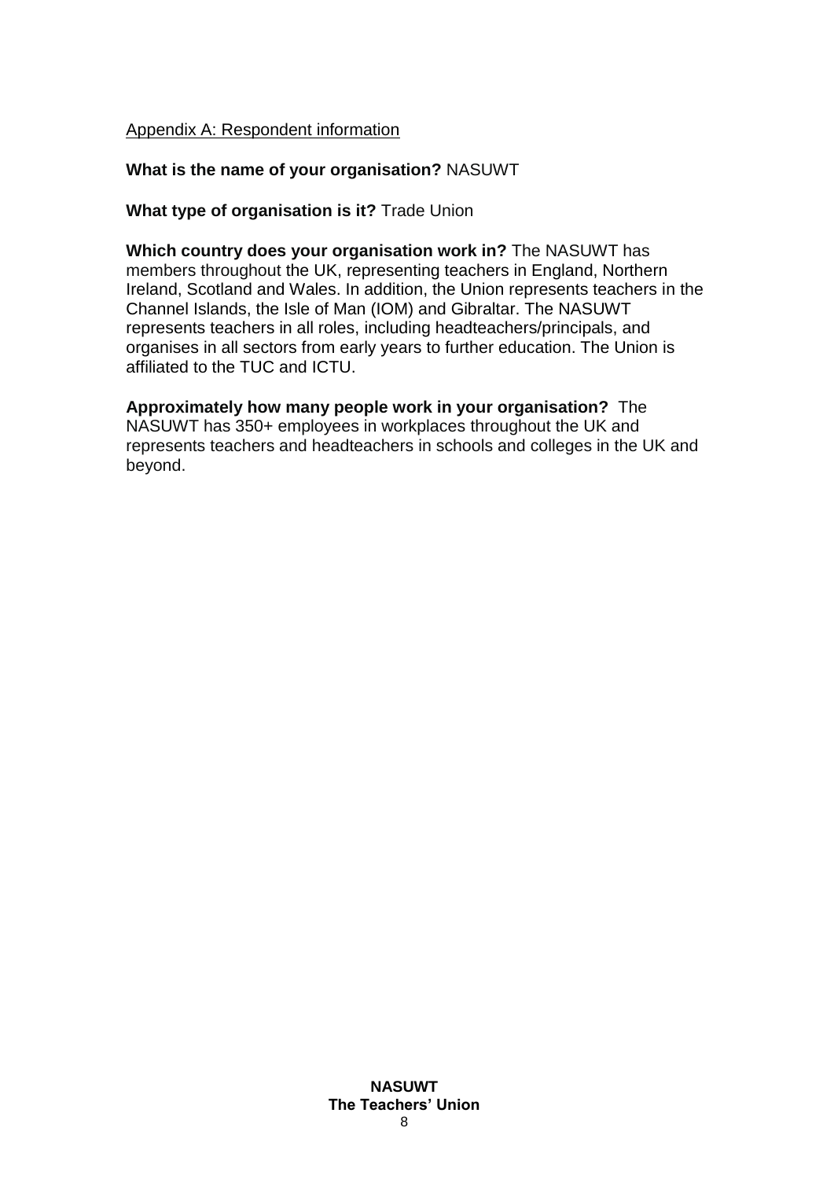Appendix A: Respondent information

**What is the name of your organisation?** NASUWT

**What type of organisation is it?** Trade Union

**Which country does your organisation work in?** The NASUWT has members throughout the UK, representing teachers in England, Northern Ireland, Scotland and Wales. In addition, the Union represents teachers in the Channel Islands, the Isle of Man (IOM) and Gibraltar. The NASUWT represents teachers in all roles, including headteachers/principals, and organises in all sectors from early years to further education. The Union is affiliated to the TUC and ICTU.

**Approximately how many people work in your organisation?** The NASUWT has 350+ employees in workplaces throughout the UK and represents teachers and headteachers in schools and colleges in the UK and beyond.